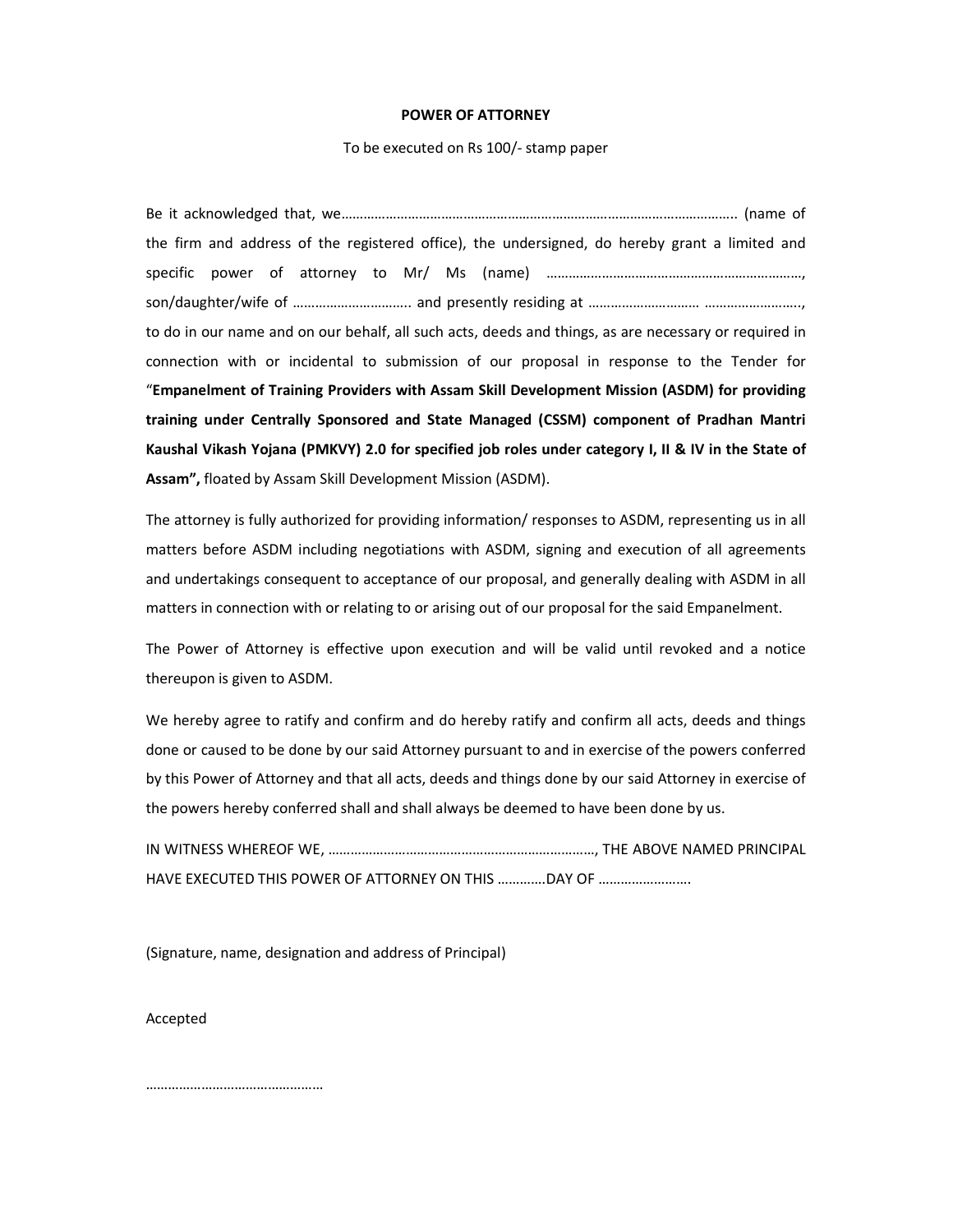# POWER OF ATTORNEY

To be executed on Rs 100/- stamp paper

Be it acknowledged that, we………………………………………………………………………………………….. (name of the firm and address of the registered office), the undersigned, do hereby grant a limited and specific power of attorney to Mr/ Ms (name) ……………………………………………………………, son/daughter/wife of ………………………….. and presently residing at ……………………… ……………………., to do in our name and on our behalf, all such acts, deeds and things, as are necessary or required in connection with or incidental to submission of our proposal in response to the Tender for "**Empanelment of Training Providers with Assam Skill Development Mission (ASDM) for providing training under Centrally Sponsored and State Managed (CSSM) component of Pradhan Mantri Kaushal Vikash Yojana (PMKVY) 2.0 for specified job roles under category I, II & IV in the State of Assam",** floated by Assam Skill Development Mission (ASDM).

The attorney is fully authorized for providing information/ responses to ASDM, representing us in all matters before ASDM including negotiations with ASDM, signing and execution of all agreements and undertakings consequent to acceptance of our proposal, and generally dealing with ASDM in all matters in connection with or relating to or arising out of our proposal for the said Empanelment.

The Power of Attorney is effective upon execution and will be valid until revoked and a notice thereupon is given to ASDM.

We hereby agree to ratify and confirm and do hereby ratify and confirm all acts, deeds and things done or caused to be done by our said Attorney pursuant to and in exercise of the powers conferred by this Power of Attorney and that all acts, deeds and things done by our said Attorney in exercise of the powers hereby conferred shall and shall always be deemed to have been done by us.

IN WITNESS WHEREOF WE, ………………………………………………………………, THE ABOVE NAMED PRINCIPAL HAVE EXECUTED THIS POWER OF ATTORNEY ON THIS …………DAY OF …………………….

(Signature, name, designation and address of Principal)

Accepted

…………………………………………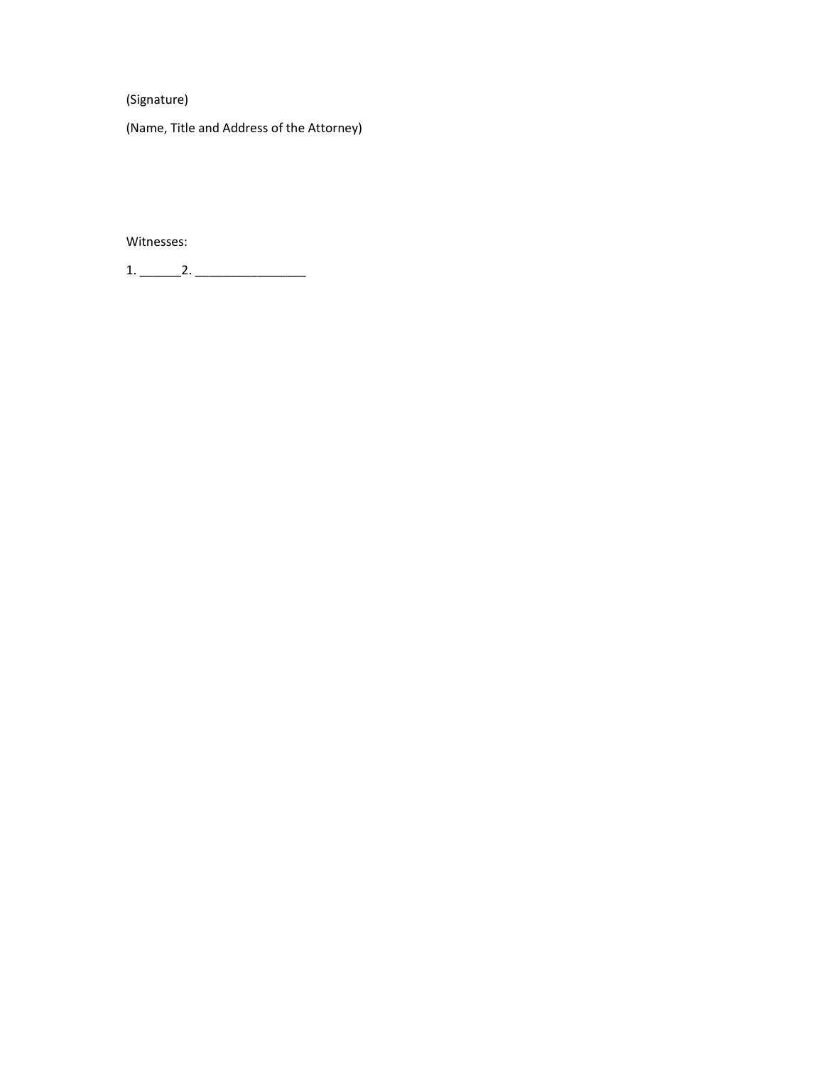(Signature)

(Name, Title and Address of the Attorney)

Witnesses:

1. ______2. ________________